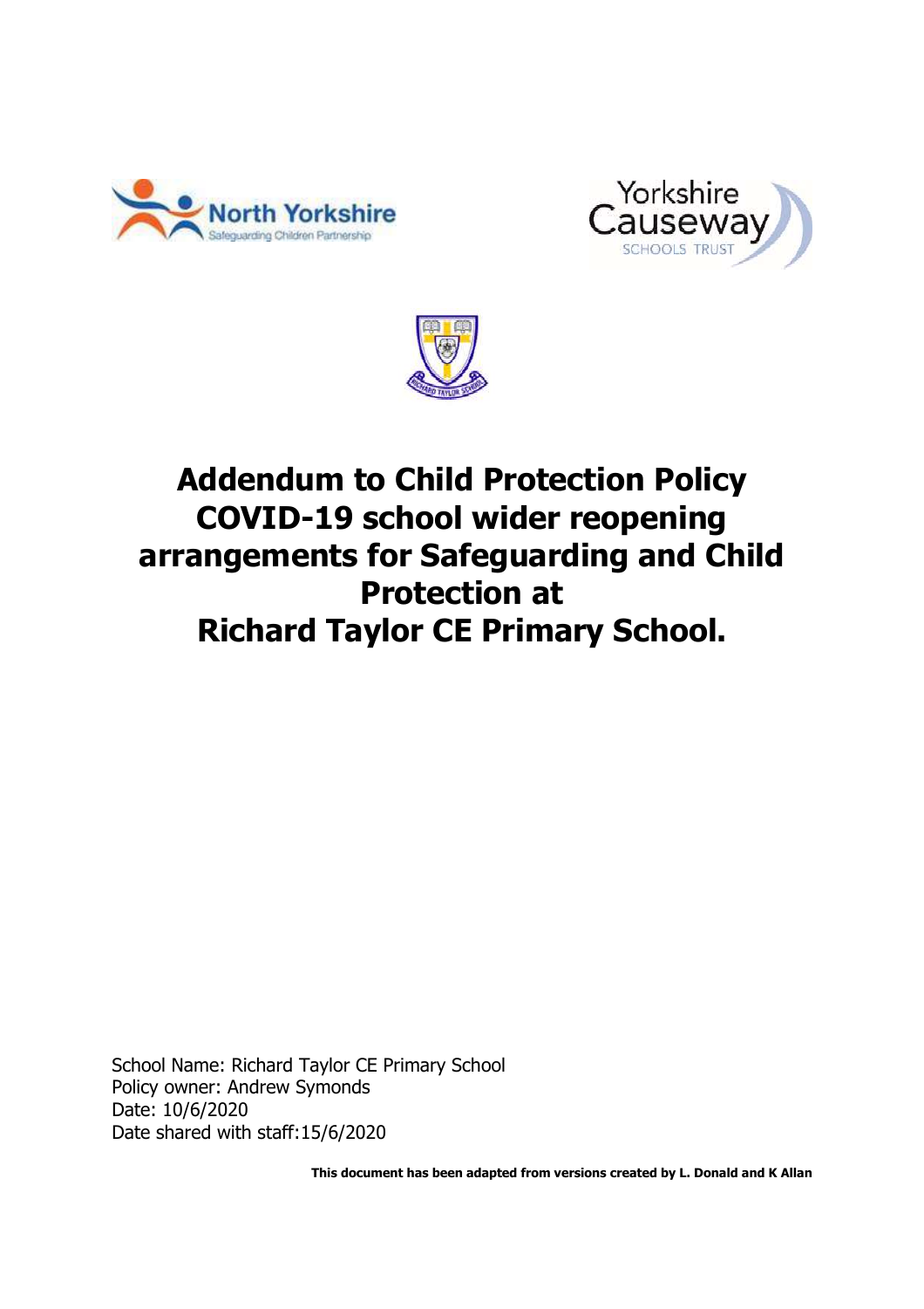# Addendum to Child Protection Policy COVID-19 school wider reopening arrangements for Safeguarding and Child Protection at Richard Taylor CE Primary School.

School Name: Richard Taylor CE Primary School
Policy owner: Andrew Symonds
Date: 10/6/2020
Date shared with staff:15/6/2020

**This document has been adapted from versions created by L. Donald and K Allan**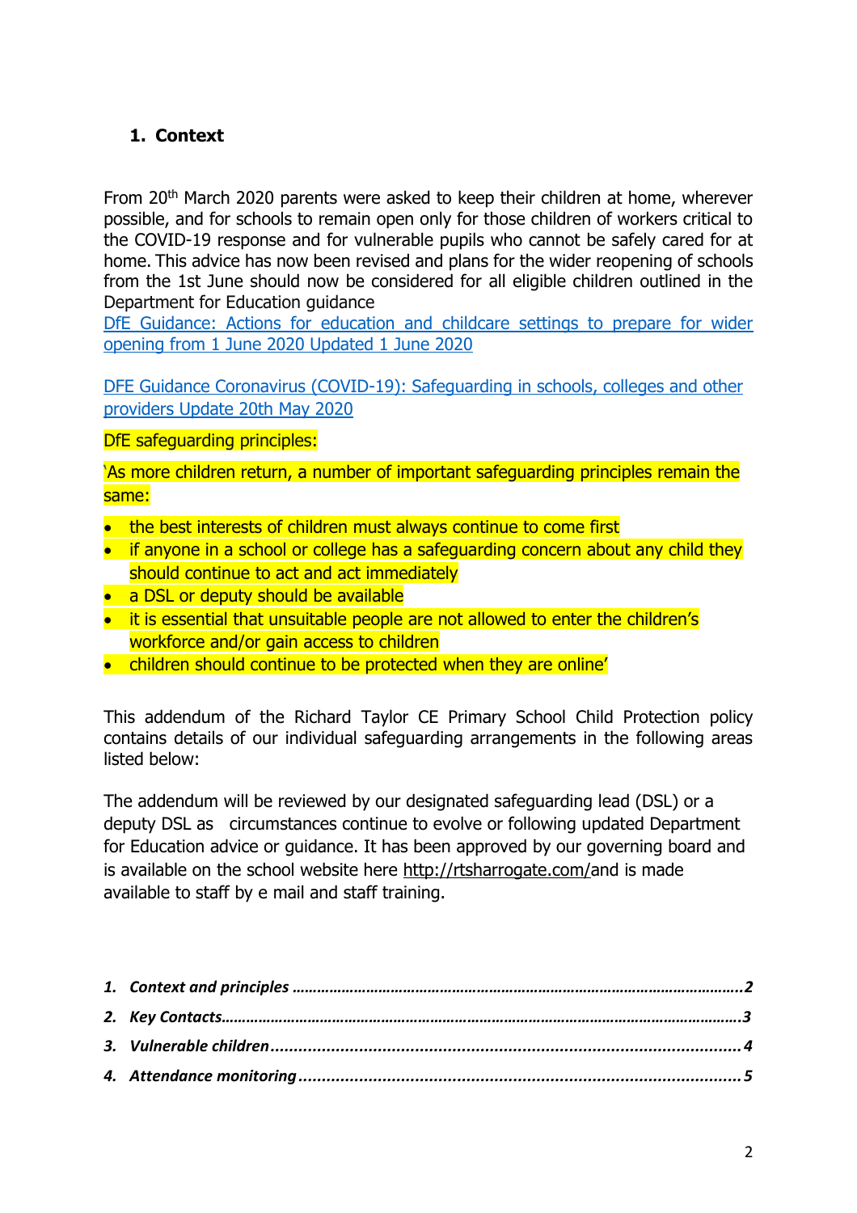## 1. Context

From 20th March 2020 parents were asked to keep their children at home, wherever possible, and for schools to remain open only for those children of workers critical to the COVID-19 response and for vulnerable pupils who cannot be safely cared for at home. This advice has now been revised and plans for the wider reopening of schools from the 1st June should now be considered for all eligible children outlined in the Department for Education guidance
DfE Guidance: Actions for education and childcare settings to prepare for wider opening from 1 June 2020 Updated 1 June 2020

DFE Guidance Coronavirus (COVID-19): Safeguarding in schools, colleges and other providers Update 20th May 2020

DfE safeguarding principles:

'As more children return, a number of important safeguarding principles remain the same:

- the best interests of children must always continue to come first
- if anyone in a school or college has a safeguarding concern about any child they should continue to act and act immediately
- a DSL or deputy should be available
- it is essential that unsuitable people are not allowed to enter the children's workforce and/or gain access to children
- children should continue to be protected when they are online'

This addendum of the Richard Taylor CE Primary School Child Protection policy contains details of our individual safeguarding arrangements in the following areas listed below:

The addendum will be reviewed by our designated safeguarding lead (DSL) or a deputy DSL as circumstances continue to evolve or following updated Department for Education advice or guidance. It has been approved by our governing board and is available on the school website here http://rtsharrogate.com/and is made available to staff by e mail and staff training.

1. *Context and principles* ........................................................ 2
2. *Key Contacts* ........................................................................ 3
3. *Vulnerable children* ............................................................. 4
4. *Attendance monitoring* ........................................................ 5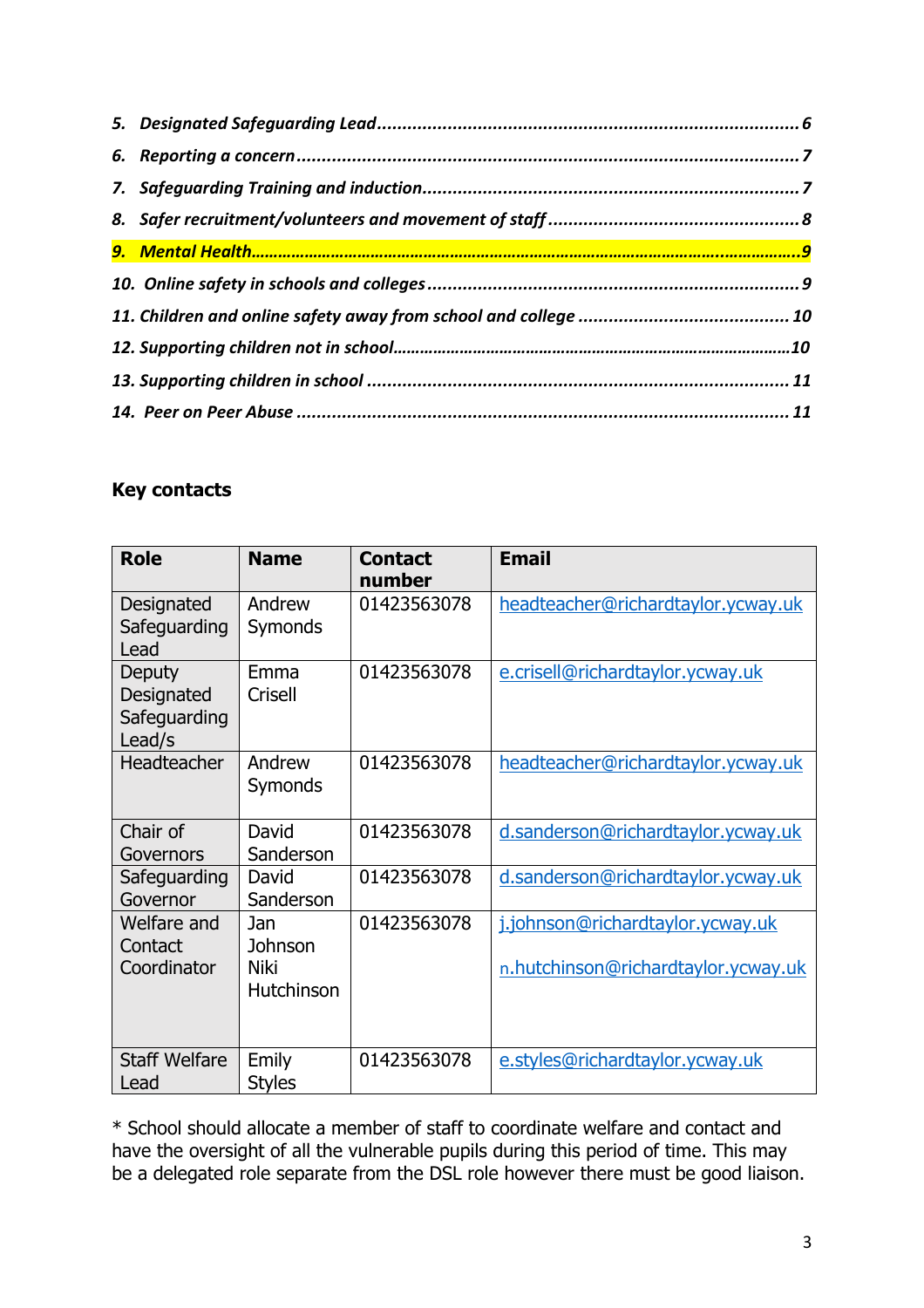*5. **Designated Safeguarding Lead** ........................................................................................ 6*

*6. **Reporting a concern** ...................................................................................................... 7*

*7. **Safeguarding Training and induction** ........................................................................... 7*

*8. **Safer recruitment/volunteers and movement of staff** ................................................... 8*

*9. **Mental Health** ................................................................................................................ 9*

*10. **Online safety in schools and colleges** ......................................................................... 9*

*11. **Children and online safety away from school and college** ....................................... 10*

*12. **Supporting children not in school** .............................................................................. 10*

*13. **Supporting children in school** ................................................................................... 11*

*14. **Peer on Peer Abuse** ................................................................................................... 11*

## Key contacts

| Role | Name | Contact number | Email |
|---|---|---|---|
| Designated Safeguarding Lead | Andrew Symonds | 01423563078 | headteacher@richardtaylor.ycway.uk |
| Deputy Designated Safeguarding Lead/s | Emma Crisell | 01423563078 | e.crisell@richardtaylor.ycway.uk |
| Headteacher | Andrew Symonds | 01423563078 | headteacher@richardtaylor.ycway.uk |
| Chair of Governors | David Sanderson | 01423563078 | d.sanderson@richardtaylor.ycway.uk |
| Safeguarding Governor | David Sanderson | 01423563078 | d.sanderson@richardtaylor.ycway.uk |
| Welfare and Contact Coordinator | Jan Johnson<br>Niki Hutchinson | 01423563078 | j.johnson@richardtaylor.ycway.uk<br>n.hutchinson@richardtaylor.ycway.uk |
| Staff Welfare Lead | Emily Styles | 01423563078 | e.styles@richardtaylor.ycway.uk |

* School should allocate a member of staff to coordinate welfare and contact and have the oversight of all the vulnerable pupils during this period of time. This may be a delegated role separate from the DSL role however there must be good liaison.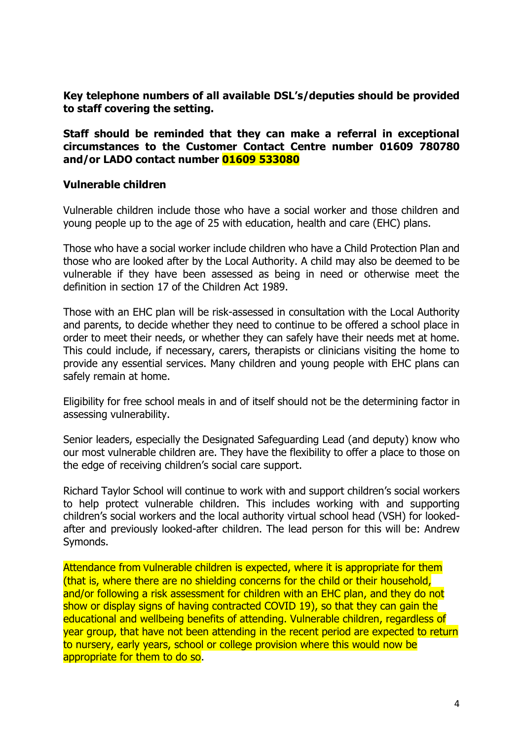**Key telephone numbers of all available DSL's/deputies should be provided to staff covering the setting.**

**Staff should be reminded that they can make a referral in exceptional circumstances to the Customer Contact Centre number 01609 780780 and/or LADO contact number 01609 533080**

**Vulnerable children**

Vulnerable children include those who have a social worker and those children and young people up to the age of 25 with education, health and care (EHC) plans.

Those who have a social worker include children who have a Child Protection Plan and those who are looked after by the Local Authority. A child may also be deemed to be vulnerable if they have been assessed as being in need or otherwise meet the definition in section 17 of the Children Act 1989.

Those with an EHC plan will be risk-assessed in consultation with the Local Authority and parents, to decide whether they need to continue to be offered a school place in order to meet their needs, or whether they can safely have their needs met at home. This could include, if necessary, carers, therapists or clinicians visiting the home to provide any essential services. Many children and young people with EHC plans can safely remain at home.

Eligibility for free school meals in and of itself should not be the determining factor in assessing vulnerability.

Senior leaders, especially the Designated Safeguarding Lead (and deputy) know who our most vulnerable children are. They have the flexibility to offer a place to those on the edge of receiving children's social care support.

Richard Taylor School will continue to work with and support children's social workers to help protect vulnerable children. This includes working with and supporting children's social workers and the local authority virtual school head (VSH) for looked-after and previously looked-after children. The lead person for this will be: Andrew Symonds.

Attendance from vulnerable children is expected, where it is appropriate for them (that is, where there are no shielding concerns for the child or their household, and/or following a risk assessment for children with an EHC plan, and they do not show or display signs of having contracted COVID 19), so that they can gain the educational and wellbeing benefits of attending. Vulnerable children, regardless of year group, that have not been attending in the recent period are expected to return to nursery, early years, school or college provision where this would now be appropriate for them to do so.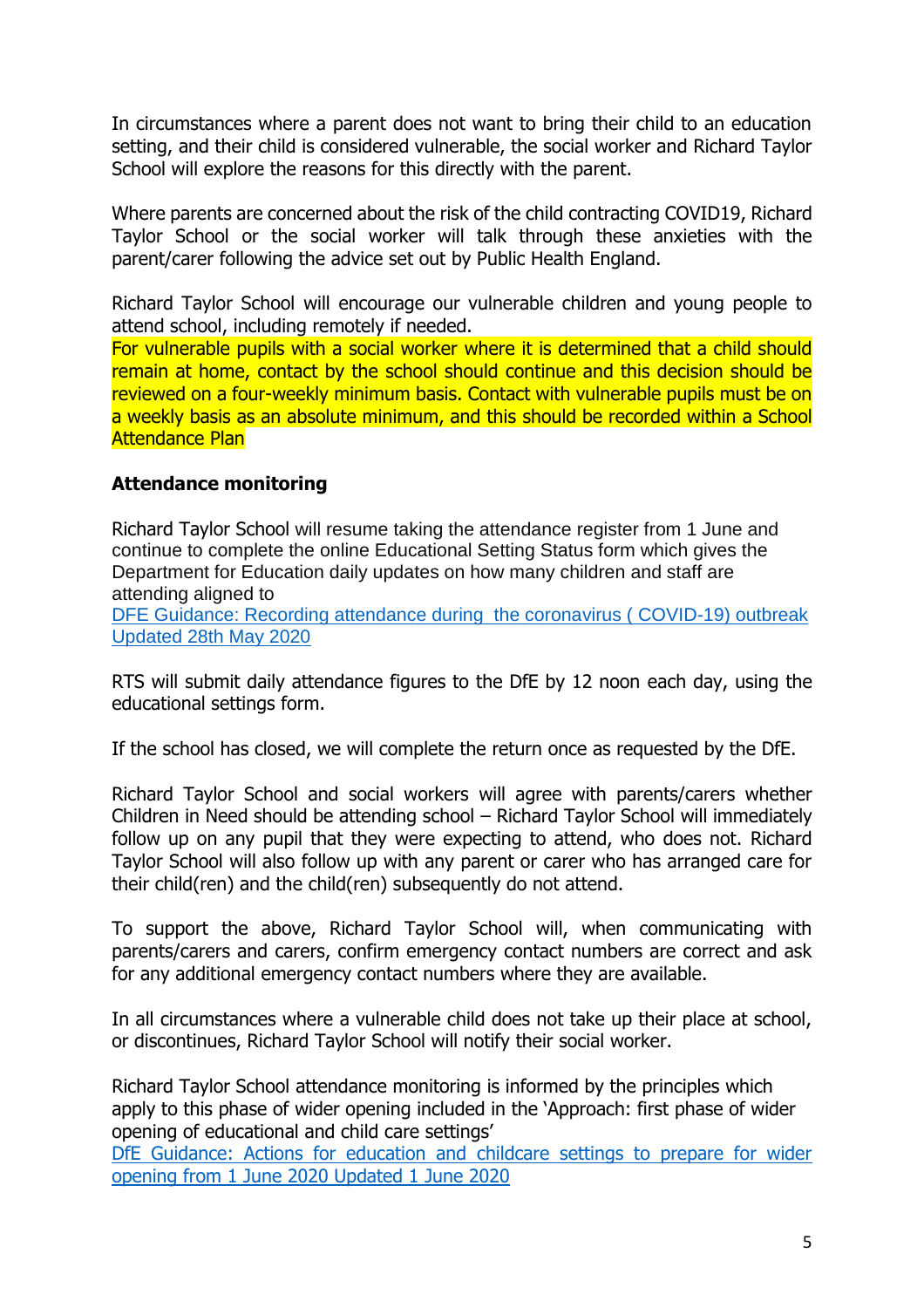In circumstances where a parent does not want to bring their child to an education setting, and their child is considered vulnerable, the social worker and Richard Taylor School will explore the reasons for this directly with the parent.

Where parents are concerned about the risk of the child contracting COVID19, Richard Taylor School or the social worker will talk through these anxieties with the parent/carer following the advice set out by Public Health England.

Richard Taylor School will encourage our vulnerable children and young people to attend school, including remotely if needed.
For vulnerable pupils with a social worker where it is determined that a child should remain at home, contact by the school should continue and this decision should be reviewed on a four-weekly minimum basis. Contact with vulnerable pupils must be on a weekly basis as an absolute minimum, and this should be recorded within a School Attendance Plan

**Attendance monitoring**

Richard Taylor School will resume taking the attendance register from 1 June and continue to complete the online Educational Setting Status form which gives the Department for Education daily updates on how many children and staff are attending aligned to
DFE Guidance: Recording attendance during the coronavirus ( COVID-19) outbreak Updated 28th May 2020

RTS will submit daily attendance figures to the DfE by 12 noon each day, using the educational settings form.

If the school has closed, we will complete the return once as requested by the DfE.

Richard Taylor School and social workers will agree with parents/carers whether Children in Need should be attending school – Richard Taylor School will immediately follow up on any pupil that they were expecting to attend, who does not. Richard Taylor School will also follow up with any parent or carer who has arranged care for their child(ren) and the child(ren) subsequently do not attend.

To support the above, Richard Taylor School will, when communicating with parents/carers and carers, confirm emergency contact numbers are correct and ask for any additional emergency contact numbers where they are available.

In all circumstances where a vulnerable child does not take up their place at school, or discontinues, Richard Taylor School will notify their social worker.

Richard Taylor School attendance monitoring is informed by the principles which apply to this phase of wider opening included in the 'Approach: first phase of wider opening of educational and child care settings'
DfE Guidance: Actions for education and childcare settings to prepare for wider opening from 1 June 2020 Updated 1 June 2020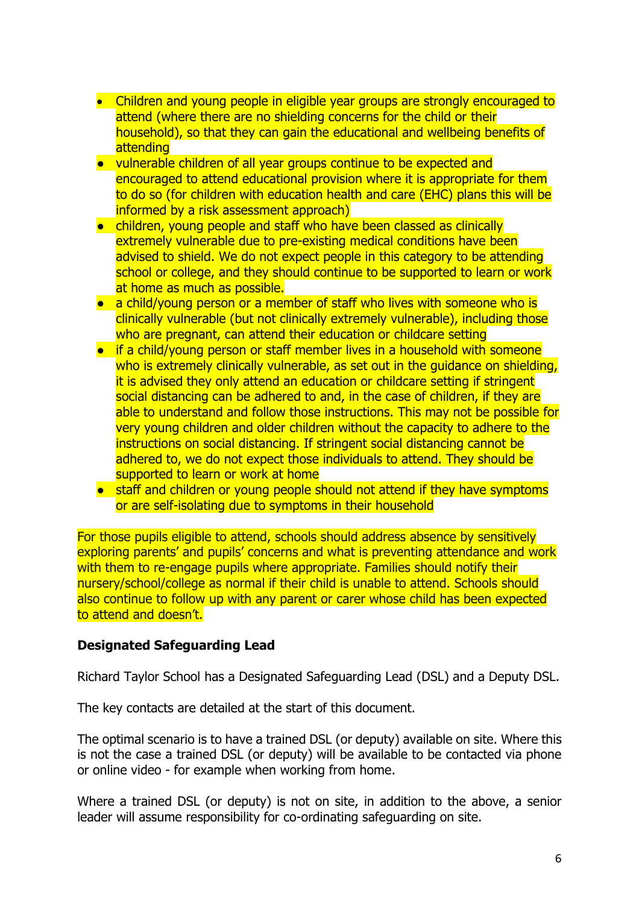- Children and young people in eligible year groups are strongly encouraged to attend (where there are no shielding concerns for the child or their household), so that they can gain the educational and wellbeing benefits of attending
- vulnerable children of all year groups continue to be expected and encouraged to attend educational provision where it is appropriate for them to do so (for children with education health and care (EHC) plans this will be informed by a risk assessment approach)
- children, young people and staff who have been classed as clinically extremely vulnerable due to pre-existing medical conditions have been advised to shield. We do not expect people in this category to be attending school or college, and they should continue to be supported to learn or work at home as much as possible.
- a child/young person or a member of staff who lives with someone who is clinically vulnerable (but not clinically extremely vulnerable), including those who are pregnant, can attend their education or childcare setting
- if a child/young person or staff member lives in a household with someone who is extremely clinically vulnerable, as set out in the guidance on shielding, it is advised they only attend an education or childcare setting if stringent social distancing can be adhered to and, in the case of children, if they are able to understand and follow those instructions. This may not be possible for very young children and older children without the capacity to adhere to the instructions on social distancing. If stringent social distancing cannot be adhered to, we do not expect those individuals to attend. They should be supported to learn or work at home
- staff and children or young people should not attend if they have symptoms or are self-isolating due to symptoms in their household

For those pupils eligible to attend, schools should address absence by sensitively exploring parents' and pupils' concerns and what is preventing attendance and work with them to re-engage pupils where appropriate. Families should notify their nursery/school/college as normal if their child is unable to attend. Schools should also continue to follow up with any parent or carer whose child has been expected to attend and doesn't.

**Designated Safeguarding Lead**

Richard Taylor School has a Designated Safeguarding Lead (DSL) and a Deputy DSL.

The key contacts are detailed at the start of this document.

The optimal scenario is to have a trained DSL (or deputy) available on site. Where this is not the case a trained DSL (or deputy) will be available to be contacted via phone or online video - for example when working from home.

Where a trained DSL (or deputy) is not on site, in addition to the above, a senior leader will assume responsibility for co-ordinating safeguarding on site.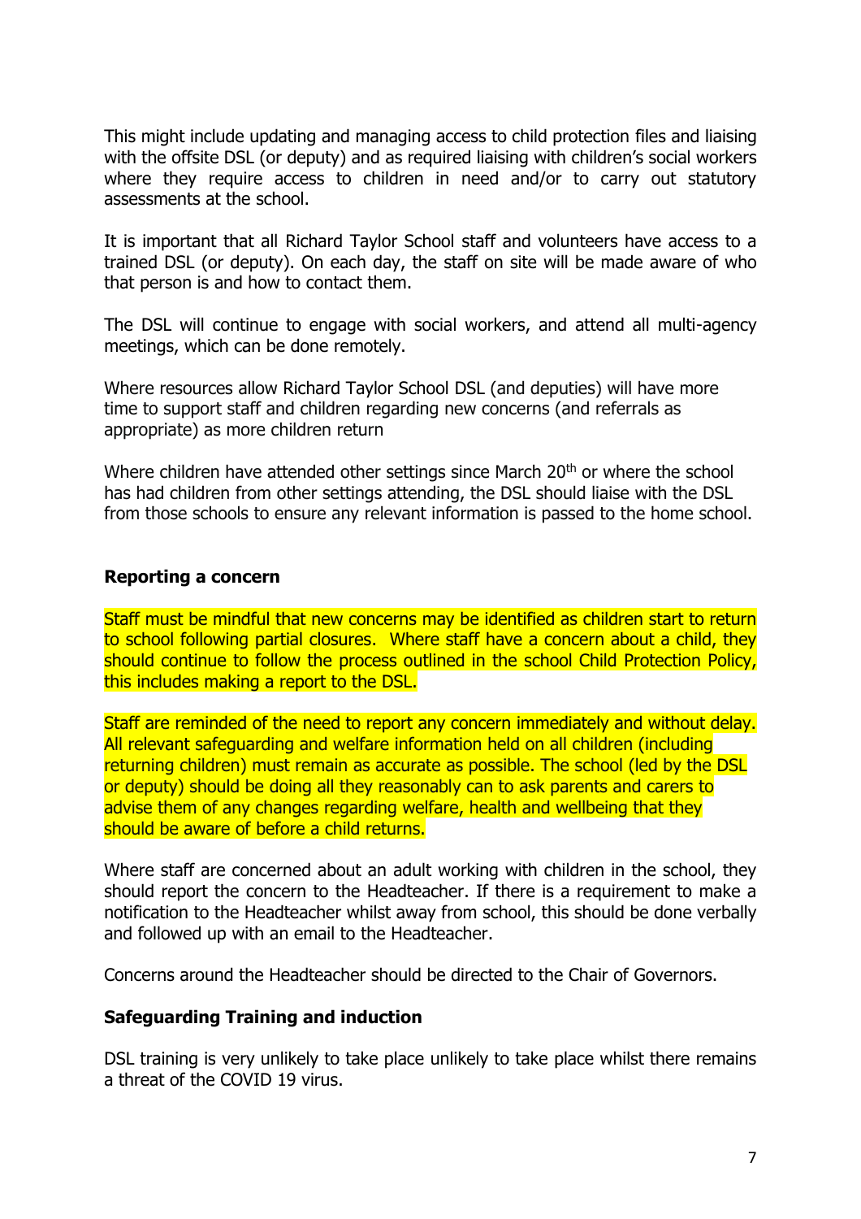This might include updating and managing access to child protection files and liaising with the offsite DSL (or deputy) and as required liaising with children's social workers where they require access to children in need and/or to carry out statutory assessments at the school.

It is important that all Richard Taylor School staff and volunteers have access to a trained DSL (or deputy). On each day, the staff on site will be made aware of who that person is and how to contact them.

The DSL will continue to engage with social workers, and attend all multi-agency meetings, which can be done remotely.

Where resources allow Richard Taylor School DSL (and deputies) will have more time to support staff and children regarding new concerns (and referrals as appropriate) as more children return

Where children have attended other settings since March 20th or where the school has had children from other settings attending, the DSL should liaise with the DSL from those schools to ensure any relevant information is passed to the home school.

**Reporting a concern**

Staff must be mindful that new concerns may be identified as children start to return to school following partial closures. Where staff have a concern about a child, they should continue to follow the process outlined in the school Child Protection Policy, this includes making a report to the DSL.

Staff are reminded of the need to report any concern immediately and without delay. All relevant safeguarding and welfare information held on all children (including returning children) must remain as accurate as possible. The school (led by the DSL or deputy) should be doing all they reasonably can to ask parents and carers to advise them of any changes regarding welfare, health and wellbeing that they should be aware of before a child returns.

Where staff are concerned about an adult working with children in the school, they should report the concern to the Headteacher. If there is a requirement to make a notification to the Headteacher whilst away from school, this should be done verbally and followed up with an email to the Headteacher.

Concerns around the Headteacher should be directed to the Chair of Governors.

**Safeguarding Training and induction**

DSL training is very unlikely to take place unlikely to take place whilst there remains a threat of the COVID 19 virus.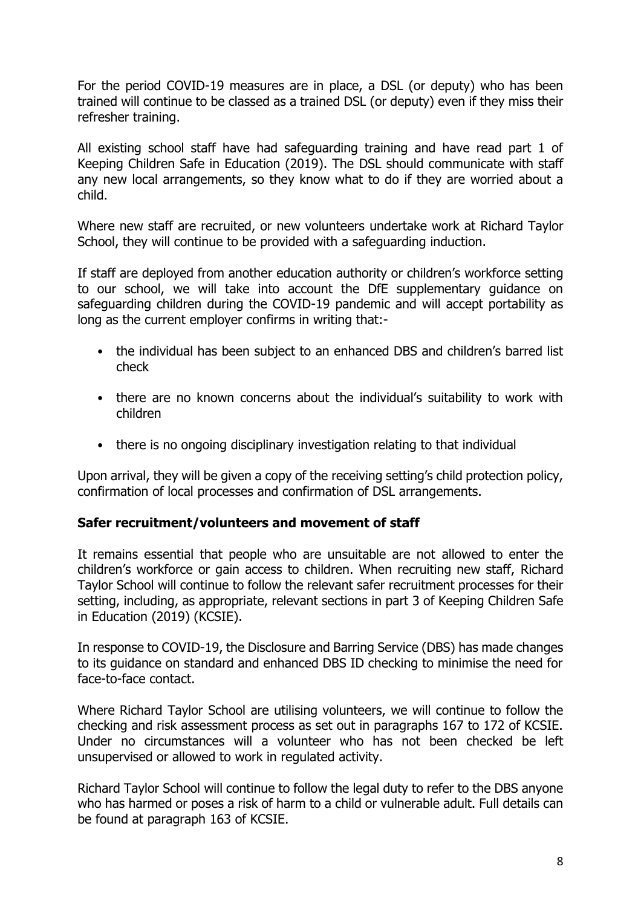For the period COVID-19 measures are in place, a DSL (or deputy) who has been trained will continue to be classed as a trained DSL (or deputy) even if they miss their refresher training.

All existing school staff have had safeguarding training and have read part 1 of Keeping Children Safe in Education (2019). The DSL should communicate with staff any new local arrangements, so they know what to do if they are worried about a child.

Where new staff are recruited, or new volunteers undertake work at Richard Taylor School, they will continue to be provided with a safeguarding induction.

If staff are deployed from another education authority or children's workforce setting to our school, we will take into account the DfE supplementary guidance on safeguarding children during the COVID-19 pandemic and will accept portability as long as the current employer confirms in writing that:-

- the individual has been subject to an enhanced DBS and children's barred list check
- there are no known concerns about the individual's suitability to work with children
- there is no ongoing disciplinary investigation relating to that individual

Upon arrival, they will be given a copy of the receiving setting's child protection policy, confirmation of local processes and confirmation of DSL arrangements.

**Safer recruitment/volunteers and movement of staff**

It remains essential that people who are unsuitable are not allowed to enter the children's workforce or gain access to children. When recruiting new staff, Richard Taylor School will continue to follow the relevant safer recruitment processes for their setting, including, as appropriate, relevant sections in part 3 of Keeping Children Safe in Education (2019) (KCSIE).

In response to COVID-19, the Disclosure and Barring Service (DBS) has made changes to its guidance on standard and enhanced DBS ID checking to minimise the need for face-to-face contact.

Where Richard Taylor School are utilising volunteers, we will continue to follow the checking and risk assessment process as set out in paragraphs 167 to 172 of KCSIE. Under no circumstances will a volunteer who has not been checked be left unsupervised or allowed to work in regulated activity.

Richard Taylor School will continue to follow the legal duty to refer to the DBS anyone who has harmed or poses a risk of harm to a child or vulnerable adult. Full details can be found at paragraph 163 of KCSIE.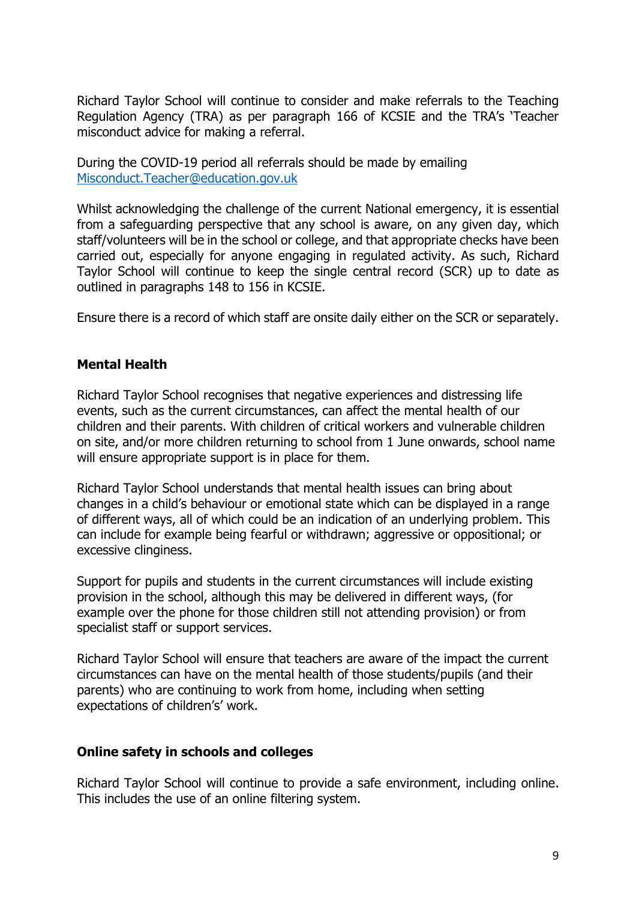Richard Taylor School will continue to consider and make referrals to the Teaching Regulation Agency (TRA) as per paragraph 166 of KCSIE and the TRA's 'Teacher misconduct advice for making a referral.

During the COVID-19 period all referrals should be made by emailing [Misconduct.Teacher@education.gov.uk](mailto:Misconduct.Teacher@education.gov.uk)

Whilst acknowledging the challenge of the current National emergency, it is essential from a safeguarding perspective that any school is aware, on any given day, which staff/volunteers will be in the school or college, and that appropriate checks have been carried out, especially for anyone engaging in regulated activity. As such, Richard Taylor School will continue to keep the single central record (SCR) up to date as outlined in paragraphs 148 to 156 in KCSIE.

Ensure there is a record of which staff are onsite daily either on the SCR or separately.

**Mental Health**

Richard Taylor School recognises that negative experiences and distressing life events, such as the current circumstances, can affect the mental health of our children and their parents. With children of critical workers and vulnerable children on site, and/or more children returning to school from 1 June onwards, school name will ensure appropriate support is in place for them.

Richard Taylor School understands that mental health issues can bring about changes in a child's behaviour or emotional state which can be displayed in a range of different ways, all of which could be an indication of an underlying problem. This can include for example being fearful or withdrawn; aggressive or oppositional; or excessive clinginess.

Support for pupils and students in the current circumstances will include existing provision in the school, although this may be delivered in different ways, (for example over the phone for those children still not attending provision) or from specialist staff or support services.

Richard Taylor School will ensure that teachers are aware of the impact the current circumstances can have on the mental health of those students/pupils (and their parents) who are continuing to work from home, including when setting expectations of children's' work.

**Online safety in schools and colleges**

Richard Taylor School will continue to provide a safe environment, including online. This includes the use of an online filtering system.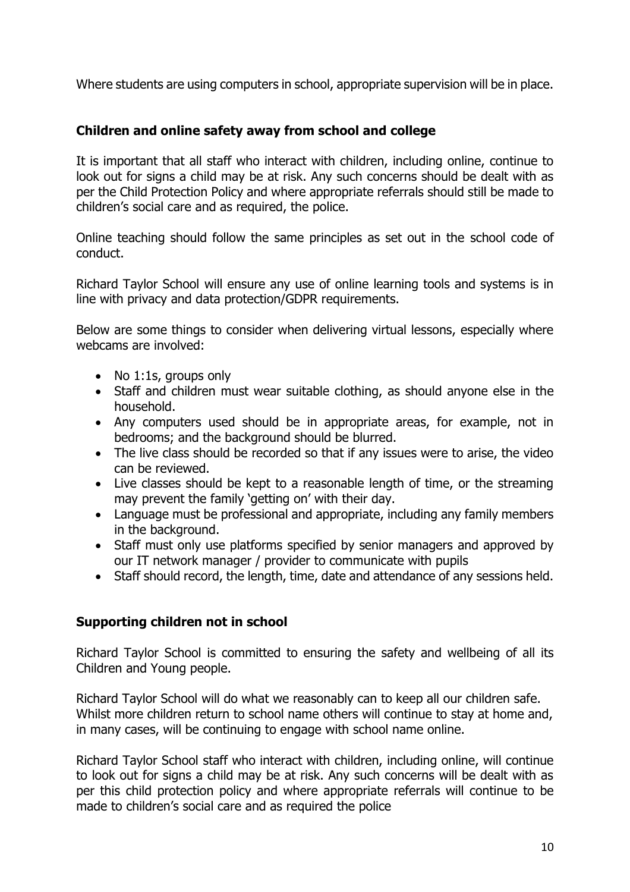Where students are using computers in school, appropriate supervision will be in place.

### Children and online safety away from school and college

It is important that all staff who interact with children, including online, continue to look out for signs a child may be at risk. Any such concerns should be dealt with as per the Child Protection Policy and where appropriate referrals should still be made to children's social care and as required, the police.

Online teaching should follow the same principles as set out in the school code of conduct.

Richard Taylor School will ensure any use of online learning tools and systems is in line with privacy and data protection/GDPR requirements.

Below are some things to consider when delivering virtual lessons, especially where webcams are involved:

- No 1:1s, groups only
- Staff and children must wear suitable clothing, as should anyone else in the household.
- Any computers used should be in appropriate areas, for example, not in bedrooms; and the background should be blurred.
- The live class should be recorded so that if any issues were to arise, the video can be reviewed.
- Live classes should be kept to a reasonable length of time, or the streaming may prevent the family 'getting on' with their day.
- Language must be professional and appropriate, including any family members in the background.
- Staff must only use platforms specified by senior managers and approved by our IT network manager / provider to communicate with pupils
- Staff should record, the length, time, date and attendance of any sessions held.

### Supporting children not in school

Richard Taylor School is committed to ensuring the safety and wellbeing of all its Children and Young people.

Richard Taylor School will do what we reasonably can to keep all our children safe. Whilst more children return to school name others will continue to stay at home and, in many cases, will be continuing to engage with school name online.

Richard Taylor School staff who interact with children, including online, will continue to look out for signs a child may be at risk. Any such concerns will be dealt with as per this child protection policy and where appropriate referrals will continue to be made to children's social care and as required the police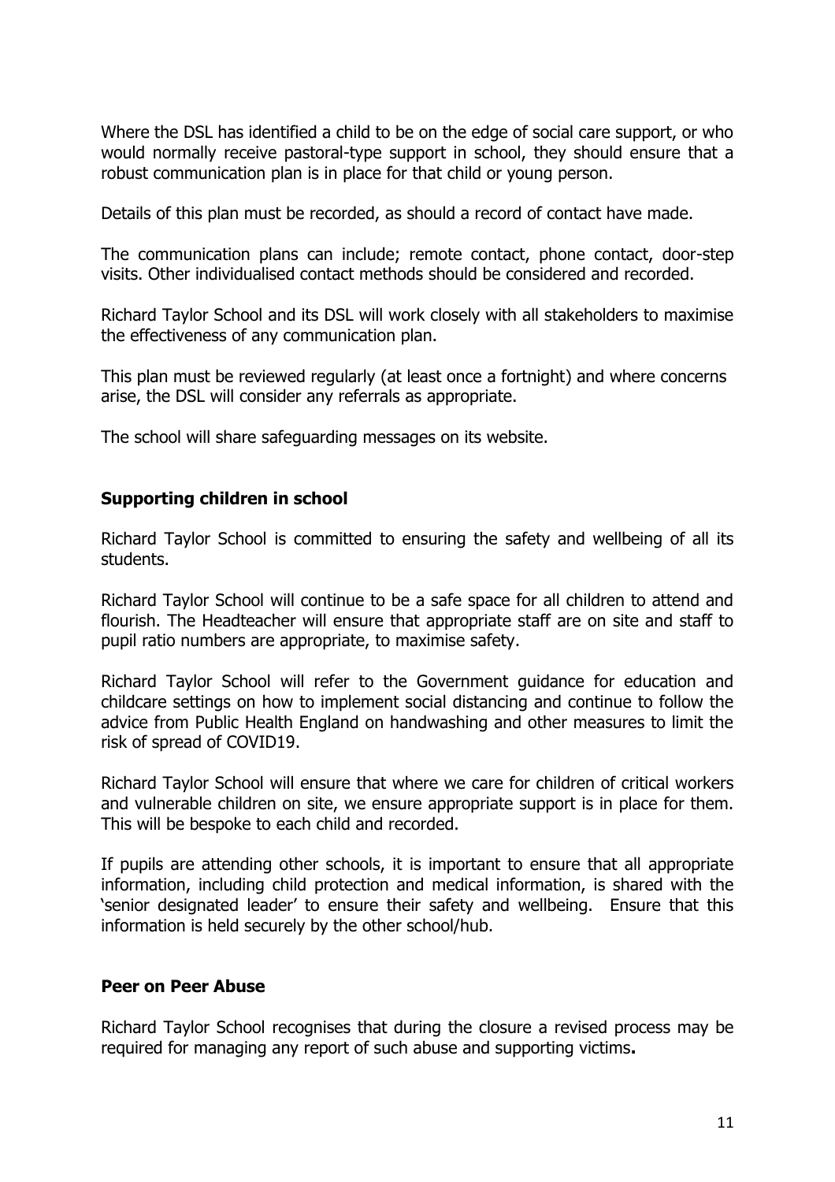Where the DSL has identified a child to be on the edge of social care support, or who would normally receive pastoral-type support in school, they should ensure that a robust communication plan is in place for that child or young person.

Details of this plan must be recorded, as should a record of contact have made.

The communication plans can include; remote contact, phone contact, door-step visits. Other individualised contact methods should be considered and recorded.

Richard Taylor School and its DSL will work closely with all stakeholders to maximise the effectiveness of any communication plan.

This plan must be reviewed regularly (at least once a fortnight) and where concerns arise, the DSL will consider any referrals as appropriate.

The school will share safeguarding messages on its website.

## Supporting children in school

Richard Taylor School is committed to ensuring the safety and wellbeing of all its students.

Richard Taylor School will continue to be a safe space for all children to attend and flourish. The Headteacher will ensure that appropriate staff are on site and staff to pupil ratio numbers are appropriate, to maximise safety.

Richard Taylor School will refer to the Government guidance for education and childcare settings on how to implement social distancing and continue to follow the advice from Public Health England on handwashing and other measures to limit the risk of spread of COVID19.

Richard Taylor School will ensure that where we care for children of critical workers and vulnerable children on site, we ensure appropriate support is in place for them. This will be bespoke to each child and recorded.

If pupils are attending other schools, it is important to ensure that all appropriate information, including child protection and medical information, is shared with the 'senior designated leader' to ensure their safety and wellbeing. Ensure that this information is held securely by the other school/hub.

## Peer on Peer Abuse

Richard Taylor School recognises that during the closure a revised process may be required for managing any report of such abuse and supporting victims**.**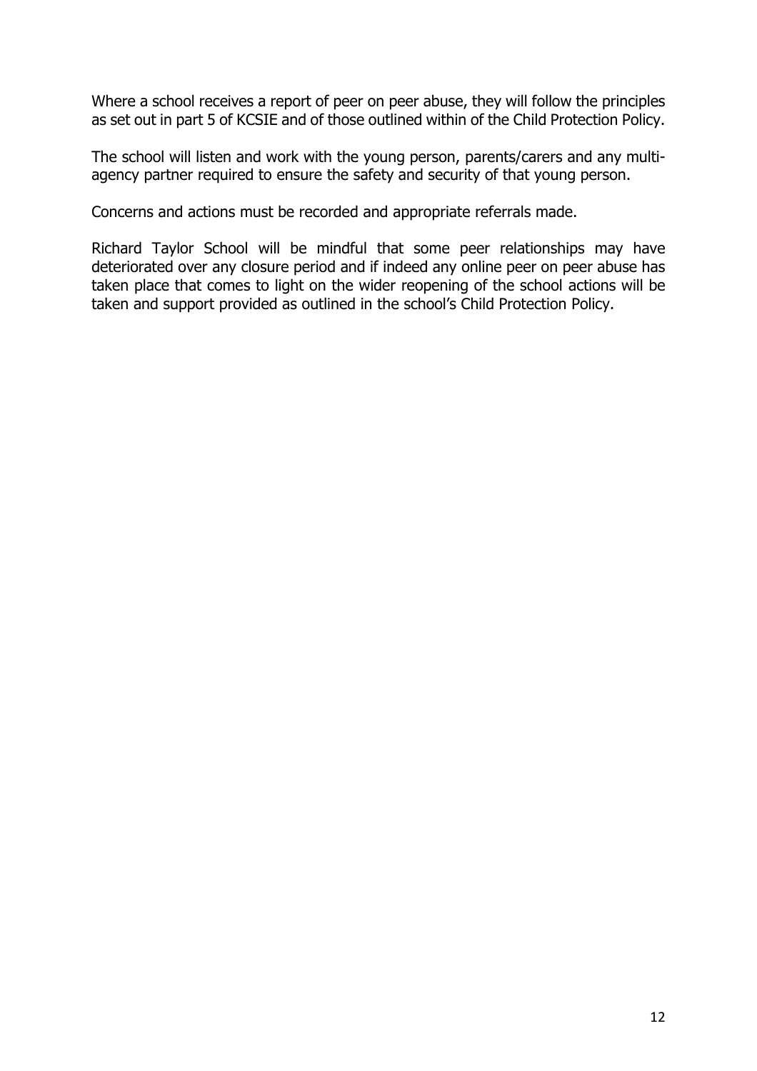Where a school receives a report of peer on peer abuse, they will follow the principles as set out in part 5 of KCSIE and of those outlined within of the Child Protection Policy.

The school will listen and work with the young person, parents/carers and any multi-agency partner required to ensure the safety and security of that young person.

Concerns and actions must be recorded and appropriate referrals made.

Richard Taylor School will be mindful that some peer relationships may have deteriorated over any closure period and if indeed any online peer on peer abuse has taken place that comes to light on the wider reopening of the school actions will be taken and support provided as outlined in the school's Child Protection Policy.